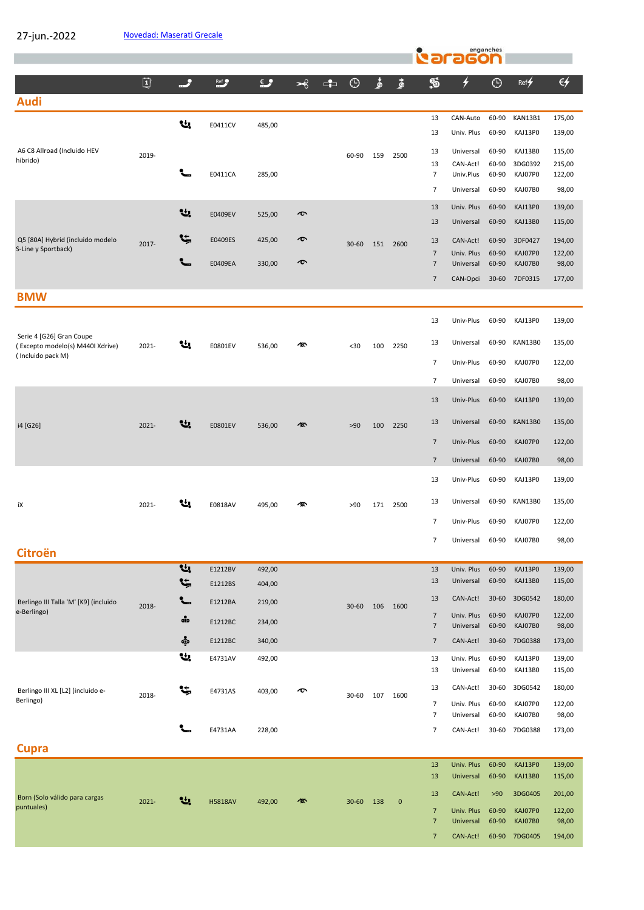27-jun.-2022

Novedad: Maserati Grecale

aragon enganches

| Modelo | Año | Tipo | Ref | € | | | | | | Pins | Tipo | | Ref | € |
|---|---|---|---|---|---|---|---|---|---|---|---|---|---|---|
| **Audi** | | | | | | | | | | | | | | |
| A6 C8 Allroad (Incluido HEV híbrido) | 2019- | | E0411CV | 485,00 | | | 60-90 | 159 | 2500 | 13 | CAN-Auto | 60-90 | KAN13B1 | 175,00 |
| | | | | | | | | | | 13 | Univ. Plus | 60-90 | KAJ13P0 | 139,00 |
| | | | | | | | | | | 13 | Universal | 60-90 | KAJ13B0 | 115,00 |
| | | | E0411CA | 285,00 | | | | | | 13 | CAN-Act! | 60-90 | 3DG0392 | 215,00 |
| | | | | | | | | | | 7 | Univ.Plus | 60-90 | KAJ07P0 | 122,00 |
| | | | | | | | | | | 7 | Universal | 60-90 | KAJ07B0 | 98,00 |
| Q5 [80A] Hybrid (incluido modelo S-Line y Sportback) | 2017- | | E0409EV | 525,00 | | | 30-60 | 151 | 2600 | 13 | Univ. Plus | 60-90 | KAJ13P0 | 139,00 |
| | | | | | | | | | | 13 | Universal | 60-90 | KAJ13B0 | 115,00 |
| | | | E0409ES | 425,00 | | | | | | 13 | CAN-Act! | 60-90 | 3DF0427 | 194,00 |
| | | | | | | | | | | 7 | Univ. Plus | 60-90 | KAJ07P0 | 122,00 |
| | | | E0409EA | 330,00 | | | | | | 7 | Universal | 60-90 | KAJ07B0 | 98,00 |
| | | | | | | | | | | 7 | CAN-Opci | 30-60 | 7DF0315 | 177,00 |
| **BMW** | | | | | | | | | | | | | | |
| Serie 4 [G26] Gran Coupe ( Excepto modelo(s) M440I Xdrive) ( Incluido pack M) | 2021- | | E0801EV | 536,00 | | | <30 | 100 | 2250 | 13 | Univ-Plus | 60-90 | KAJ13P0 | 139,00 |
| | | | | | | | | | | 13 | Universal | 60-90 | KAN13B0 | 135,00 |
| | | | | | | | | | | 7 | Univ-Plus | 60-90 | KAJ07P0 | 122,00 |
| | | | | | | | | | | 7 | Universal | 60-90 | KAJ07B0 | 98,00 |
| i4 [G26] | 2021- | | E0801EV | 536,00 | | | >90 | 100 | 2250 | 13 | Univ-Plus | 60-90 | KAJ13P0 | 139,00 |
| | | | | | | | | | | 13 | Universal | 60-90 | KAN13B0 | 135,00 |
| | | | | | | | | | | 7 | Univ-Plus | 60-90 | KAJ07P0 | 122,00 |
| | | | | | | | | | | 7 | Universal | 60-90 | KAJ07B0 | 98,00 |
| iX | 2021- | | E0818AV | 495,00 | | | >90 | 171 | 2500 | 13 | Univ-Plus | 60-90 | KAJ13P0 | 139,00 |
| | | | | | | | | | | 13 | Universal | 60-90 | KAN13B0 | 135,00 |
| | | | | | | | | | | 7 | Univ-Plus | 60-90 | KAJ07P0 | 122,00 |
| | | | | | | | | | | 7 | Universal | 60-90 | KAJ07B0 | 98,00 |
| **Citroën** | | | | | | | | | | | | | | |
| Berlingo III Talla 'M' [K9] (incluido e-Berlingo) | 2018- | | E1212BV | 492,00 | | | 30-60 | 106 | 1600 | 13 | Univ. Plus | 60-90 | KAJ13P0 | 139,00 |
| | | | E1212BS | 404,00 | | | | | | 13 | Universal | 60-90 | KAJ13B0 | 115,00 |
| | | | E1212BA | 219,00 | | | | | | 13 | CAN-Act! | 30-60 | 3DG0542 | 180,00 |
| | | | E1212BC | 234,00 | | | | | | 7 | Univ. Plus | 60-90 | KAJ07P0 | 122,00 |
| | | | | | | | | | | 7 | Universal | 60-90 | KAJ07B0 | 98,00 |
| | | | E1212BC | 340,00 | | | | | | 7 | CAN-Act! | 30-60 | 7DG0388 | 173,00 |
| Berlingo III XL [L2] (incluido e-Berlingo) | 2018- | | E4731AV | 492,00 | | | 30-60 | 107 | 1600 | 13 | Univ. Plus | 60-90 | KAJ13P0 | 139,00 |
| | | | | | | | | | | 13 | Universal | 60-90 | KAJ13B0 | 115,00 |
| | | | E4731AS | 403,00 | | | | | | 13 | CAN-Act! | 30-60 | 3DG0542 | 180,00 |
| | | | | | | | | | | 7 | Univ. Plus | 60-90 | KAJ07P0 | 122,00 |
| | | | | | | | | | | 7 | Universal | 60-90 | KAJ07B0 | 98,00 |
| | | | E4731AA | 228,00 | | | | | | 7 | CAN-Act! | 30-60 | 7DG0388 | 173,00 |
| **Cupra** | | | | | | | | | | | | | | |
| Born (Solo válido para cargas puntuales) | 2021- | | H5818AV | 492,00 | | | 30-60 | 138 | 0 | 13 | Univ. Plus | 60-90 | KAJ13P0 | 139,00 |
| | | | | | | | | | | 13 | Universal | 60-90 | KAJ13B0 | 115,00 |
| | | | | | | | | | | 13 | CAN-Act! | >90 | 3DG0405 | 201,00 |
| | | | | | | | | | | 7 | Univ. Plus | 60-90 | KAJ07P0 | 122,00 |
| | | | | | | | | | | 7 | Universal | 60-90 | KAJ07B0 | 98,00 |
| | | | | | | | | | | 7 | CAN-Act! | 60-90 | 7DG0405 | 194,00 |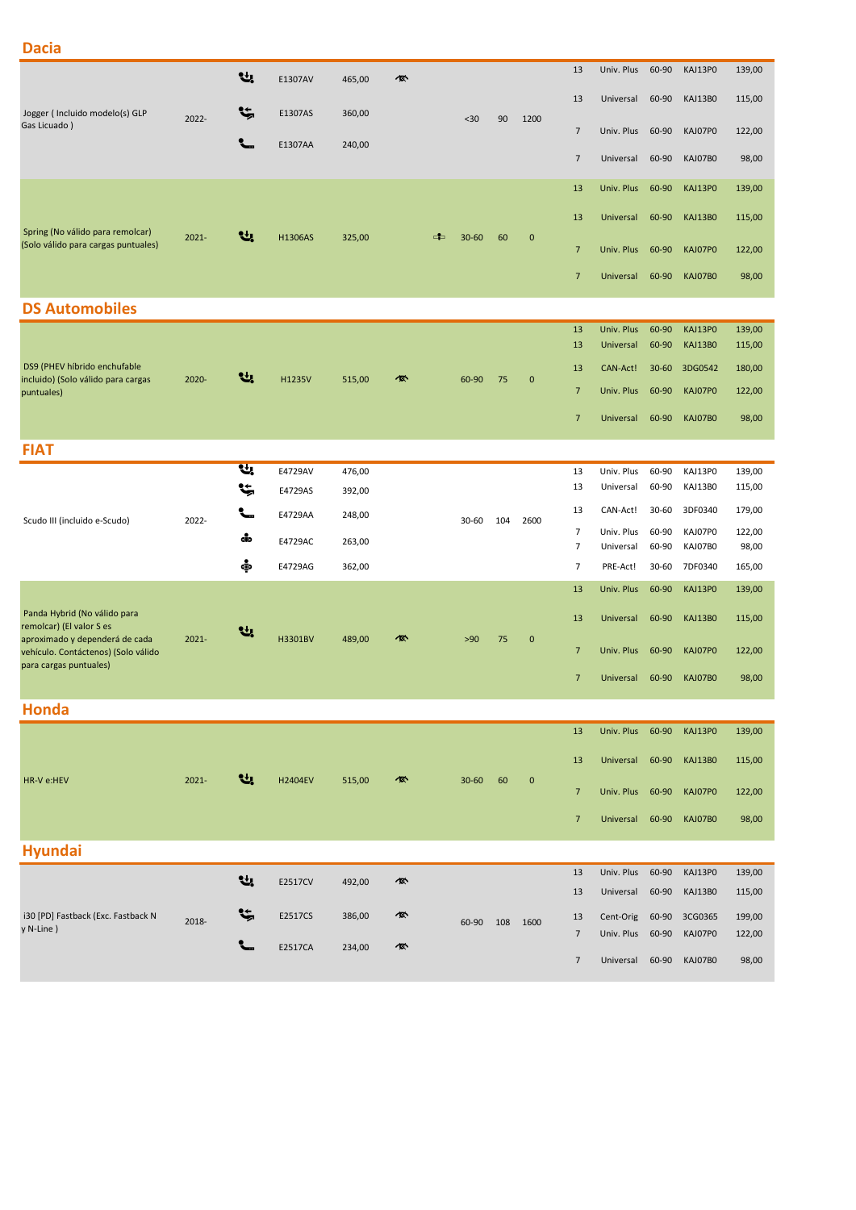## Dacia

| Modelo | Año | Tipo | Ref. | Precio | | | | | | | | | | | |
|---|---|---|---|---|---|---|---|---|---|---|---|---|---|---|---|
| Jogger ( Incluido modelo(s) GLP Gas Licuado ) | 2022- | | E1307AV | 465,00 | | | <30 | 90 | 1200 | 13 | Univ. Plus | 60-90 | KAJ13P0 | 139,00 |
| | | | E1307AS | 360,00 | | | | | | 13 | Universal | 60-90 | KAJ13B0 | 115,00 |
| | | | E1307AA | 240,00 | | | | | | 7 | Univ. Plus | 60-90 | KAJ07P0 | 122,00 |
| | | | | | | | | | | 7 | Universal | 60-90 | KAJ07B0 | 98,00 |
| Spring (No válido para remolcar) (Solo válido para cargas puntuales) | 2021- | | H1306AS | 325,00 | | | 30-60 | 60 | 0 | 13 | Univ. Plus | 60-90 | KAJ13P0 | 139,00 |
| | | | | | | | | | | 13 | Universal | 60-90 | KAJ13B0 | 115,00 |
| | | | | | | | | | | 7 | Univ. Plus | 60-90 | KAJ07P0 | 122,00 |
| | | | | | | | | | | 7 | Universal | 60-90 | KAJ07B0 | 98,00 |

## DS Automobiles

| Modelo | Año | Tipo | Ref. | Precio | | | | | | | | | | |
|---|---|---|---|---|---|---|---|---|---|---|---|---|---|---|
| DS9 (PHEV híbrido enchufable incluido) (Solo válido para cargas puntuales) | 2020- | | H1235V | 515,00 | | 60-90 | 75 | 0 | 13 | Univ. Plus | 60-90 | KAJ13P0 | 139,00 |
| | | | | | | | | | 13 | Universal | 60-90 | KAJ13B0 | 115,00 |
| | | | | | | | | | 13 | CAN-Act! | 30-60 | 3DG0542 | 180,00 |
| | | | | | | | | | 7 | Univ. Plus | 60-90 | KAJ07P0 | 122,00 |
| | | | | | | | | | 7 | Universal | 60-90 | KAJ07B0 | 98,00 |

## FIAT

| Modelo | Año | Tipo | Ref. | Precio | | | | | | | | | | |
|---|---|---|---|---|---|---|---|---|---|---|---|---|---|---|
| Scudo III (incluido e-Scudo) | 2022- | | E4729AV | 476,00 | | 30-60 | 104 | 2600 | 13 | Univ. Plus | 60-90 | KAJ13P0 | 139,00 |
| | | | E4729AS | 392,00 | | | | | 13 | Universal | 60-90 | KAJ13B0 | 115,00 |
| | | | E4729AA | 248,00 | | | | | 13 | CAN-Act! | 30-60 | 3DF0340 | 179,00 |
| | | | E4729AC | 263,00 | | | | | 7 | Univ. Plus | 60-90 | KAJ07P0 | 122,00 |
| | | | | | | | | | 7 | Universal | 60-90 | KAJ07B0 | 98,00 |
| | | | E4729AG | 362,00 | | | | | 7 | PRE-Act! | 30-60 | 7DF0340 | 165,00 |
| Panda Hybrid (No válido para remolcar) (El valor S es aproximado y dependerá de cada vehículo. Contáctenos) (Solo válido para cargas puntuales) | 2021- | | H3301BV | 489,00 | | >90 | 75 | 0 | 13 | Univ. Plus | 60-90 | KAJ13P0 | 139,00 |
| | | | | | | | | | 13 | Universal | 60-90 | KAJ13B0 | 115,00 |
| | | | | | | | | | 7 | Univ. Plus | 60-90 | KAJ07P0 | 122,00 |
| | | | | | | | | | 7 | Universal | 60-90 | KAJ07B0 | 98,00 |

## Honda

| Modelo | Año | Tipo | Ref. | Precio | | | | | | | | | | |
|---|---|---|---|---|---|---|---|---|---|---|---|---|---|---|
| HR-V e:HEV | 2021- | | H2404EV | 515,00 | | 30-60 | 60 | 0 | 13 | Univ. Plus | 60-90 | KAJ13P0 | 139,00 |
| | | | | | | | | | 13 | Universal | 60-90 | KAJ13B0 | 115,00 |
| | | | | | | | | | 7 | Univ. Plus | 60-90 | KAJ07P0 | 122,00 |
| | | | | | | | | | 7 | Universal | 60-90 | KAJ07B0 | 98,00 |

## Hyundai

| Modelo | Año | Tipo | Ref. | Precio | | | | | | | | | | |
|---|---|---|---|---|---|---|---|---|---|---|---|---|---|---|
| i30 [PD] Fastback (Exc. Fastback N y N-Line ) | 2018- | | E2517CV | 492,00 | | 60-90 | 108 | 1600 | 13 | Univ. Plus | 60-90 | KAJ13P0 | 139,00 |
| | | | | | | | | | 13 | Universal | 60-90 | KAJ13B0 | 115,00 |
| | | | E2517CS | 386,00 | | | | | 13 | Cent-Orig | 60-90 | 3CG0365 | 199,00 |
| | | | | | | | | | 7 | Univ. Plus | 60-90 | KAJ07P0 | 122,00 |
| | | | E2517CA | 234,00 | | | | | 7 | Universal | 60-90 | KAJ07B0 | 98,00 |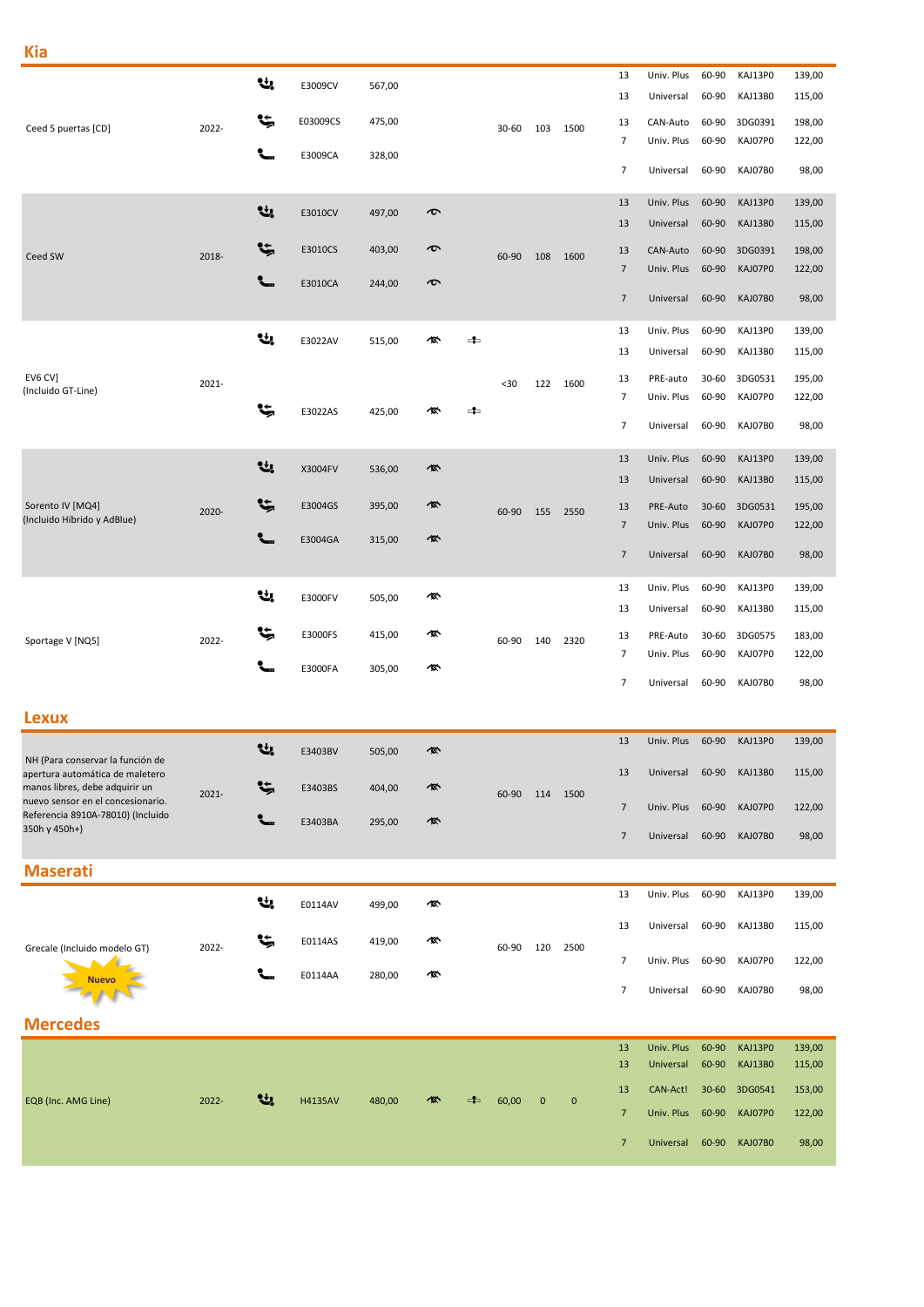## Kia

| Modelo | Año | Tipo | Referencia | Precio | | | | | | Pines | Kit | | Referencia kit | Precio kit |
|---|---|---|---|---|---|---|---|---|---|---|---|---|---|---|
| Ceed 5 puertas [CD] | 2022- | | E3009CV | 567,00 | | | 30-60 | 103 | 1500 | 13 | Univ. Plus | 60-90 | KAJ13P0 | 139,00 |
| | | | | | | | | | | 13 | Universal | 60-90 | KAJ13B0 | 115,00 |
| | | | E03009CS | 475,00 | | | | | | 13 | CAN-Auto | 60-90 | 3DG0391 | 198,00 |
| | | | | | | | | | | 7 | Univ. Plus | 60-90 | KAJ07P0 | 122,00 |
| | | | E3009CA | 328,00 | | | | | | 7 | Universal | 60-90 | KAJ07B0 | 98,00 |
| Ceed SW | 2018- | | E3010CV | 497,00 | | | 60-90 | 108 | 1600 | 13 | Univ. Plus | 60-90 | KAJ13P0 | 139,00 |
| | | | | | | | | | | 13 | Universal | 60-90 | KAJ13B0 | 115,00 |
| | | | E3010CS | 403,00 | | | | | | 13 | CAN-Auto | 60-90 | 3DG0391 | 198,00 |
| | | | | | | | | | | 7 | Univ. Plus | 60-90 | KAJ07P0 | 122,00 |
| | | | E3010CA | 244,00 | | | | | | 7 | Universal | 60-90 | KAJ07B0 | 98,00 |
| EV6 CV] (Incluido GT-Line) | 2021- | | E3022AV | 515,00 | | | <30 | 122 | 1600 | 13 | Univ. Plus | 60-90 | KAJ13P0 | 139,00 |
| | | | | | | | | | | 13 | Universal | 60-90 | KAJ13B0 | 115,00 |
| | | | E3022AS | 425,00 | | | | | | 13 | PRE-auto | 30-60 | 3DG0531 | 195,00 |
| | | | | | | | | | | 7 | Univ. Plus | 60-90 | KAJ07P0 | 122,00 |
| | | | | | | | | | | 7 | Universal | 60-90 | KAJ07B0 | 98,00 |
| Sorento IV [MQ4] (Incluido Híbrido y AdBlue) | 2020- | | X3004FV | 536,00 | | | 60-90 | 155 | 2550 | 13 | Univ. Plus | 60-90 | KAJ13P0 | 139,00 |
| | | | | | | | | | | 13 | Universal | 60-90 | KAJ13B0 | 115,00 |
| | | | E3004GS | 395,00 | | | | | | 13 | PRE-Auto | 30-60 | 3DG0531 | 195,00 |
| | | | | | | | | | | 7 | Univ. Plus | 60-90 | KAJ07P0 | 122,00 |
| | | | E3004GA | 315,00 | | | | | | 7 | Universal | 60-90 | KAJ07B0 | 98,00 |
| Sportage V [NQ5] | 2022- | | E3000FV | 505,00 | | | 60-90 | 140 | 2320 | 13 | Univ. Plus | 60-90 | KAJ13P0 | 139,00 |
| | | | | | | | | | | 13 | Universal | 60-90 | KAJ13B0 | 115,00 |
| | | | E3000FS | 415,00 | | | | | | 13 | PRE-Auto | 30-60 | 3DG0575 | 183,00 |
| | | | | | | | | | | 7 | Univ. Plus | 60-90 | KAJ07P0 | 122,00 |
| | | | E3000FA | 305,00 | | | | | | 7 | Universal | 60-90 | KAJ07B0 | 98,00 |

## Lexux

| Modelo | Año | Tipo | Referencia | Precio | | | | | | Pines | Kit | | Referencia kit | Precio kit |
|---|---|---|---|---|---|---|---|---|---|---|---|---|---|---|
| NH (Para conservar la función de apertura automática de maletero manos libres, debe adquirir un nuevo sensor en el concesionario. Referencia 8910A-78010) (Incluido 350h y 450h+) | 2021- | | E3403BV | 505,00 | | | 60-90 | 114 | 1500 | 13 | Univ. Plus | 60-90 | KAJ13P0 | 139,00 |
| | | | E3403BS | 404,00 | | | | | | 13 | Universal | 60-90 | KAJ13B0 | 115,00 |
| | | | E3403BA | 295,00 | | | | | | 7 | Univ. Plus | 60-90 | KAJ07P0 | 122,00 |
| | | | | | | | | | | 7 | Universal | 60-90 | KAJ07B0 | 98,00 |

## Maserati

| Modelo | Año | Tipo | Referencia | Precio | | | | | | Pines | Kit | | Referencia kit | Precio kit |
|---|---|---|---|---|---|---|---|---|---|---|---|---|---|---|
| Grecale (Incluido modelo GT) Nuevo | 2022- | | E0114AV | 499,00 | | | 60-90 | 120 | 2500 | 13 | Univ. Plus | 60-90 | KAJ13P0 | 139,00 |
| | | | E0114AS | 419,00 | | | | | | 13 | Universal | 60-90 | KAJ13B0 | 115,00 |
| | | | E0114AA | 280,00 | | | | | | 7 | Univ. Plus | 60-90 | KAJ07P0 | 122,00 |
| | | | | | | | | | | 7 | Universal | 60-90 | KAJ07B0 | 98,00 |

## Mercedes

| Modelo | Año | Tipo | Referencia | Precio | | | | | | Pines | Kit | | Referencia kit | Precio kit |
|---|---|---|---|---|---|---|---|---|---|---|---|---|---|---|
| EQB (Inc. AMG Line) | 2022- | | H4135AV | 480,00 | | | 60,00 | 0 | 0 | 13 | Univ. Plus | 60-90 | KAJ13P0 | 139,00 |
| | | | | | | | | | | 13 | Universal | 60-90 | KAJ13B0 | 115,00 |
| | | | | | | | | | | 13 | CAN-Act! | 30-60 | 3DG0541 | 153,00 |
| | | | | | | | | | | 7 | Univ. Plus | 60-90 | KAJ07P0 | 122,00 |
| | | | | | | | | | | 7 | Universal | 60-90 | KAJ07B0 | 98,00 |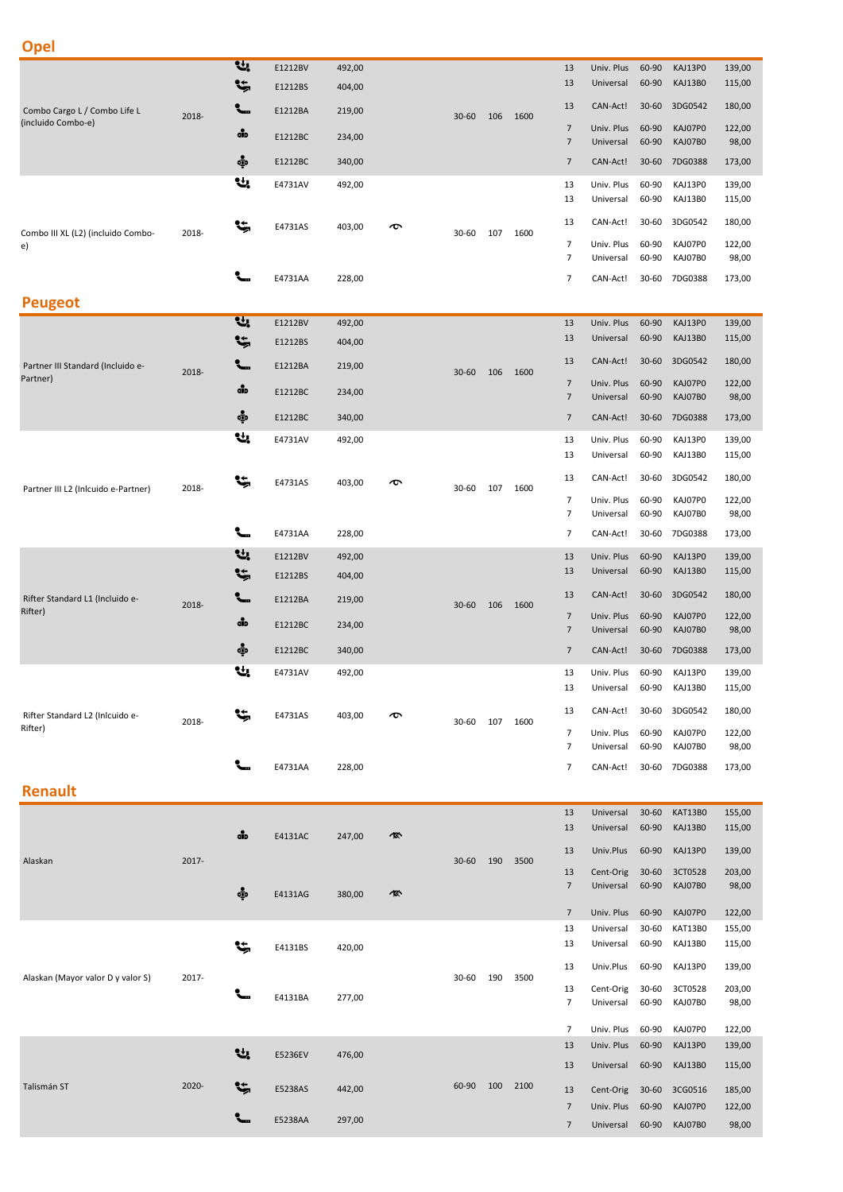## Opel

| Modelo | Año | Tipo | Ref. | Precio | | | | | Polos | Kit | | Ref. kit | Precio kit |
|---|---|---|---|---|---|---|---|---|---|---|---|---|---|
| Combo Cargo L / Combo Life L (incluido Combo-e) | 2018- | | E1212BV | 492,00 | | 30-60 | 106 | 1600 | 13 | Univ. Plus | 60-90 | KAJ13P0 | 139,00 |
| | | | E1212BS | 404,00 | | | | | 13 | Universal | 60-90 | KAJ13B0 | 115,00 |
| | | | E1212BA | 219,00 | | | | | 13 | CAN-Act! | 30-60 | 3DG0542 | 180,00 |
| | | | E1212BC | 234,00 | | | | | 7 | Univ. Plus | 60-90 | KAJ07P0 | 122,00 |
| | | | | | | | | | 7 | Universal | 60-90 | KAJ07B0 | 98,00 |
| | | | E1212BC | 340,00 | | | | | 7 | CAN-Act! | 30-60 | 7DG0388 | 173,00 |
| Combo III XL (L2) (incluido Combo-e) | 2018- | | E4731AV | 492,00 | | 30-60 | 107 | 1600 | 13 | Univ. Plus | 60-90 | KAJ13P0 | 139,00 |
| | | | | | | | | | 13 | Universal | 60-90 | KAJ13B0 | 115,00 |
| | | | E4731AS | 403,00 | | | | | 13 | CAN-Act! | 30-60 | 3DG0542 | 180,00 |
| | | | | | | | | | 7 | Univ. Plus | 60-90 | KAJ07P0 | 122,00 |
| | | | | | | | | | 7 | Universal | 60-90 | KAJ07B0 | 98,00 |
| | | | E4731AA | 228,00 | | | | | 7 | CAN-Act! | 30-60 | 7DG0388 | 173,00 |

## Peugeot

| Modelo | Año | Tipo | Ref. | Precio | | | | | Polos | Kit | | Ref. kit | Precio kit |
|---|---|---|---|---|---|---|---|---|---|---|---|---|---|
| Partner III Standard (Incluido e-Partner) | 2018- | | E1212BV | 492,00 | | 30-60 | 106 | 1600 | 13 | Univ. Plus | 60-90 | KAJ13P0 | 139,00 |
| | | | E1212BS | 404,00 | | | | | 13 | Universal | 60-90 | KAJ13B0 | 115,00 |
| | | | E1212BA | 219,00 | | | | | 13 | CAN-Act! | 30-60 | 3DG0542 | 180,00 |
| | | | E1212BC | 234,00 | | | | | 7 | Univ. Plus | 60-90 | KAJ07P0 | 122,00 |
| | | | | | | | | | 7 | Universal | 60-90 | KAJ07B0 | 98,00 |
| | | | E1212BC | 340,00 | | | | | 7 | CAN-Act! | 30-60 | 7DG0388 | 173,00 |
| Partner III L2 (Inlcuido e-Partner) | 2018- | | E4731AV | 492,00 | | 30-60 | 107 | 1600 | 13 | Univ. Plus | 60-90 | KAJ13P0 | 139,00 |
| | | | | | | | | | 13 | Universal | 60-90 | KAJ13B0 | 115,00 |
| | | | E4731AS | 403,00 | | | | | 13 | CAN-Act! | 30-60 | 3DG0542 | 180,00 |
| | | | | | | | | | 7 | Univ. Plus | 60-90 | KAJ07P0 | 122,00 |
| | | | | | | | | | 7 | Universal | 60-90 | KAJ07B0 | 98,00 |
| | | | E4731AA | 228,00 | | | | | 7 | CAN-Act! | 30-60 | 7DG0388 | 173,00 |
| Rifter Standard L1 (Incluido e-Rifter) | 2018- | | E1212BV | 492,00 | | 30-60 | 106 | 1600 | 13 | Univ. Plus | 60-90 | KAJ13P0 | 139,00 |
| | | | E1212BS | 404,00 | | | | | 13 | Universal | 60-90 | KAJ13B0 | 115,00 |
| | | | E1212BA | 219,00 | | | | | 13 | CAN-Act! | 30-60 | 3DG0542 | 180,00 |
| | | | E1212BC | 234,00 | | | | | 7 | Univ. Plus | 60-90 | KAJ07P0 | 122,00 |
| | | | | | | | | | 7 | Universal | 60-90 | KAJ07B0 | 98,00 |
| | | | E1212BC | 340,00 | | | | | 7 | CAN-Act! | 30-60 | 7DG0388 | 173,00 |
| Rifter Standard L2 (Inlcuido e-Rifter) | 2018- | | E4731AV | 492,00 | | 30-60 | 107 | 1600 | 13 | Univ. Plus | 60-90 | KAJ13P0 | 139,00 |
| | | | | | | | | | 13 | Universal | 60-90 | KAJ13B0 | 115,00 |
| | | | E4731AS | 403,00 | | | | | 13 | CAN-Act! | 30-60 | 3DG0542 | 180,00 |
| | | | | | | | | | 7 | Univ. Plus | 60-90 | KAJ07P0 | 122,00 |
| | | | | | | | | | 7 | Universal | 60-90 | KAJ07B0 | 98,00 |
| | | | E4731AA | 228,00 | | | | | 7 | CAN-Act! | 30-60 | 7DG0388 | 173,00 |

## Renault

| Modelo | Año | Tipo | Ref. | Precio | | | | | Polos | Kit | | Ref. kit | Precio kit |
|---|---|---|---|---|---|---|---|---|---|---|---|---|---|
| Alaskan | 2017- | | E4131AC | 247,00 | | 30-60 | 190 | 3500 | 13 | Universal | 30-60 | KAT13B0 | 155,00 |
| | | | | | | | | | 13 | Universal | 60-90 | KAJ13B0 | 115,00 |
| | | | | | | | | | 13 | Univ.Plus | 60-90 | KAJ13P0 | 139,00 |
| | | | E4131AG | 380,00 | | | | | 13 | Cent-Orig | 30-60 | 3CT0528 | 203,00 |
| | | | | | | | | | 7 | Universal | 60-90 | KAJ07B0 | 98,00 |
| | | | | | | | | | 7 | Univ. Plus | 60-90 | KAJ07P0 | 122,00 |
| Alaskan (Mayor valor D y valor S) | 2017- | | E4131BS | 420,00 | | 30-60 | 190 | 3500 | 13 | Universal | 30-60 | KAT13B0 | 155,00 |
| | | | | | | | | | 13 | Universal | 60-90 | KAJ13B0 | 115,00 |
| | | | | | | | | | 13 | Univ.Plus | 60-90 | KAJ13P0 | 139,00 |
| | | | E4131BA | 277,00 | | | | | 13 | Cent-Orig | 30-60 | 3CT0528 | 203,00 |
| | | | | | | | | | 7 | Universal | 60-90 | KAJ07B0 | 98,00 |
| | | | | | | | | | 7 | Univ. Plus | 60-90 | KAJ07P0 | 122,00 |
| Talismán ST | 2020- | | E5236EV | 476,00 | | 60-90 | 100 | 2100 | 13 | Univ. Plus | 60-90 | KAJ13P0 | 139,00 |
| | | | | | | | | | 13 | Universal | 60-90 | KAJ13B0 | 115,00 |
| | | | E5238AS | 442,00 | | | | | 13 | Cent-Orig | 30-60 | 3CG0516 | 185,00 |
| | | | | | | | | | 7 | Univ. Plus | 60-90 | KAJ07P0 | 122,00 |
| | | | E5238AA | 297,00 | | | | | 7 | Universal | 60-90 | KAJ07B0 | 98,00 |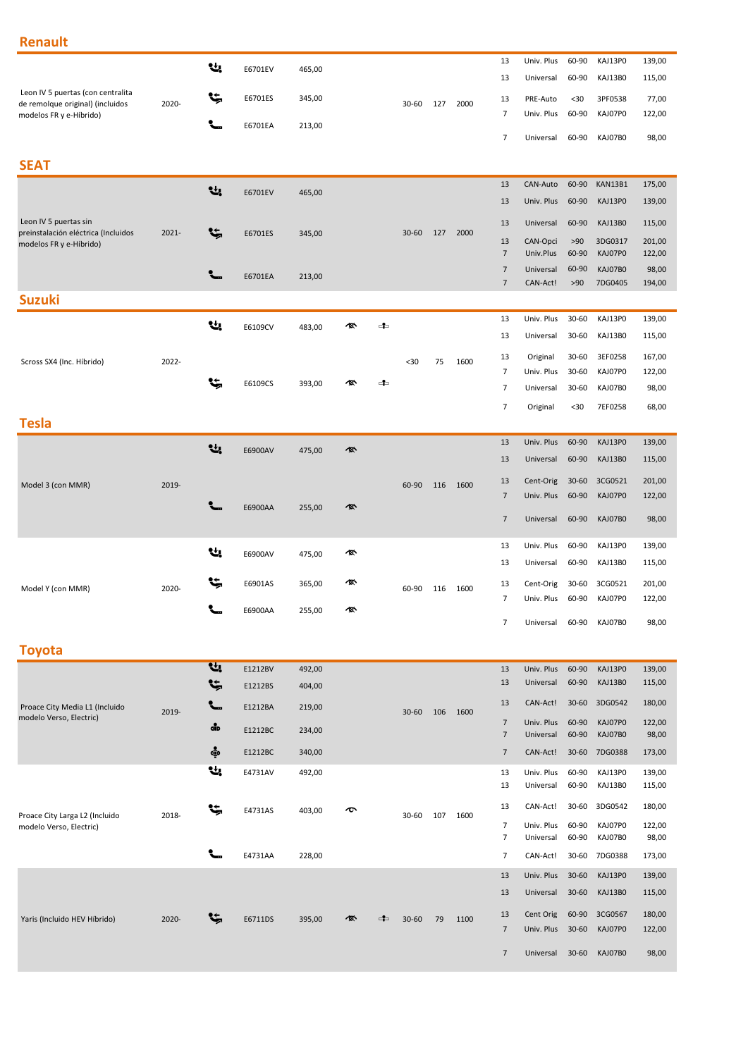## Renault

| Modelo | Año | | Ref. | Precio | | | | | | Pins | Tipo | | Ref. | Precio |
|---|---|---|---|---|---|---|---|---|---|---|---|---|---|---|
| Leon IV 5 puertas (con centralita de remolque original) (incluidos modelos FR y e-Híbrido) | 2020- | | E6701EV | 465,00 | | | 30-60 | 127 | 2000 | 13 | Univ. Plus | 60-90 | KAJ13P0 | 139,00 |
| | | | | | | | | | | 13 | Universal | 60-90 | KAJ13B0 | 115,00 |
| | | | E6701ES | 345,00 | | | | | | 13 | PRE-Auto | <30 | 3PF0538 | 77,00 |
| | | | | | | | | | | 7 | Univ. Plus | 60-90 | KAJ07P0 | 122,00 |
| | | | E6701EA | 213,00 | | | | | | 7 | Universal | 60-90 | KAJ07B0 | 98,00 |

## SEAT

| Modelo | Año | | Ref. | Precio | | | | | | Pins | Tipo | | Ref. | Precio |
|---|---|---|---|---|---|---|---|---|---|---|---|---|---|---|
| Leon IV 5 puertas sin preinstalación eléctrica (Incluidos modelos FR y e-Híbrido) | 2021- | | E6701EV | 465,00 | | | 30-60 | 127 | 2000 | 13 | CAN-Auto | 60-90 | KAN13B1 | 175,00 |
| | | | | | | | | | | 13 | Univ. Plus | 60-90 | KAJ13P0 | 139,00 |
| | | | E6701ES | 345,00 | | | | | | 13 | Universal | 60-90 | KAJ13B0 | 115,00 |
| | | | | | | | | | | 13 | CAN-Opci | >90 | 3DG0317 | 201,00 |
| | | | | | | | | | | 7 | Univ.Plus | 60-90 | KAJ07P0 | 122,00 |
| | | | E6701EA | 213,00 | | | | | | 7 | Universal | 60-90 | KAJ07B0 | 98,00 |
| | | | | | | | | | | 7 | CAN-Act! | >90 | 7DG0405 | 194,00 |

## Suzuki

| Modelo | Año | | Ref. | Precio | | | | | | Pins | Tipo | | Ref. | Precio |
|---|---|---|---|---|---|---|---|---|---|---|---|---|---|---|
| Scross SX4 (Inc. Híbrido) | 2022- | | E6109CV | 483,00 | | | <30 | 75 | 1600 | 13 | Univ. Plus | 30-60 | KAJ13P0 | 139,00 |
| | | | | | | | | | | 13 | Universal | 30-60 | KAJ13B0 | 115,00 |
| | | | | | | | | | | 13 | Original | 30-60 | 3EF0258 | 167,00 |
| | | | | | | | | | | 7 | Univ. Plus | 30-60 | KAJ07P0 | 122,00 |
| | | | E6109CS | 393,00 | | | | | | 7 | Universal | 30-60 | KAJ07B0 | 98,00 |
| | | | | | | | | | | 7 | Original | <30 | 7EF0258 | 68,00 |

## Tesla

| Modelo | Año | | Ref. | Precio | | | | | | Pins | Tipo | | Ref. | Precio |
|---|---|---|---|---|---|---|---|---|---|---|---|---|---|---|
| Model 3 (con MMR) | 2019- | | E6900AV | 475,00 | | | 60-90 | 116 | 1600 | 13 | Univ. Plus | 60-90 | KAJ13P0 | 139,00 |
| | | | | | | | | | | 13 | Universal | 60-90 | KAJ13B0 | 115,00 |
| | | | | | | | | | | 13 | Cent-Orig | 30-60 | 3CG0521 | 201,00 |
| | | | E6900AA | 255,00 | | | | | | 7 | Univ. Plus | 60-90 | KAJ07P0 | 122,00 |
| | | | | | | | | | | 7 | Universal | 60-90 | KAJ07B0 | 98,00 |
| Model Y (con MMR) | 2020- | | E6900AV | 475,00 | | | 60-90 | 116 | 1600 | 13 | Univ. Plus | 60-90 | KAJ13P0 | 139,00 |
| | | | | | | | | | | 13 | Universal | 60-90 | KAJ13B0 | 115,00 |
| | | | E6901AS | 365,00 | | | | | | 13 | Cent-Orig | 30-60 | 3CG0521 | 201,00 |
| | | | | | | | | | | 7 | Univ. Plus | 60-90 | KAJ07P0 | 122,00 |
| | | | E6900AA | 255,00 | | | | | | 7 | Universal | 60-90 | KAJ07B0 | 98,00 |

## Toyota

| Modelo | Año | | Ref. | Precio | | | | | | Pins | Tipo | | Ref. | Precio |
|---|---|---|---|---|---|---|---|---|---|---|---|---|---|---|
| Proace City Media L1 (Incluido modelo Verso, Electric) | 2019- | | E1212BV | 492,00 | | | 30-60 | 106 | 1600 | 13 | Univ. Plus | 60-90 | KAJ13P0 | 139,00 |
| | | | E1212BS | 404,00 | | | | | | 13 | Universal | 60-90 | KAJ13B0 | 115,00 |
| | | | E1212BA | 219,00 | | | | | | 13 | CAN-Act! | 30-60 | 3DG0542 | 180,00 |
| | | | E1212BC | 234,00 | | | | | | 7 | Univ. Plus | 60-90 | KAJ07P0 | 122,00 |
| | | | | | | | | | | 7 | Universal | 60-90 | KAJ07B0 | 98,00 |
| | | | E1212BC | 340,00 | | | | | | 7 | CAN-Act! | 30-60 | 7DG0388 | 173,00 |
| Proace City Larga L2 (Incluido modelo Verso, Electric) | 2018- | | E4731AV | 492,00 | | | 30-60 | 107 | 1600 | 13 | Univ. Plus | 60-90 | KAJ13P0 | 139,00 |
| | | | | | | | | | | 13 | Universal | 60-90 | KAJ13B0 | 115,00 |
| | | | E4731AS | 403,00 | | | | | | 13 | CAN-Act! | 30-60 | 3DG0542 | 180,00 |
| | | | | | | | | | | 7 | Univ. Plus | 60-90 | KAJ07P0 | 122,00 |
| | | | | | | | | | | 7 | Universal | 60-90 | KAJ07B0 | 98,00 |
| | | | E4731AA | 228,00 | | | | | | 7 | CAN-Act! | 30-60 | 7DG0388 | 173,00 |
| Yaris (Incluido HEV Híbrido) | 2020- | | E6711DS | 395,00 | | | 30-60 | 79 | 1100 | 13 | Univ. Plus | 30-60 | KAJ13P0 | 139,00 |
| | | | | | | | | | | 13 | Universal | 30-60 | KAJ13B0 | 115,00 |
| | | | | | | | | | | 13 | Cent Orig | 60-90 | 3CG0567 | 180,00 |
| | | | | | | | | | | 7 | Univ. Plus | 30-60 | KAJ07P0 | 122,00 |
| | | | | | | | | | | 7 | Universal | 30-60 | KAJ07B0 | 98,00 |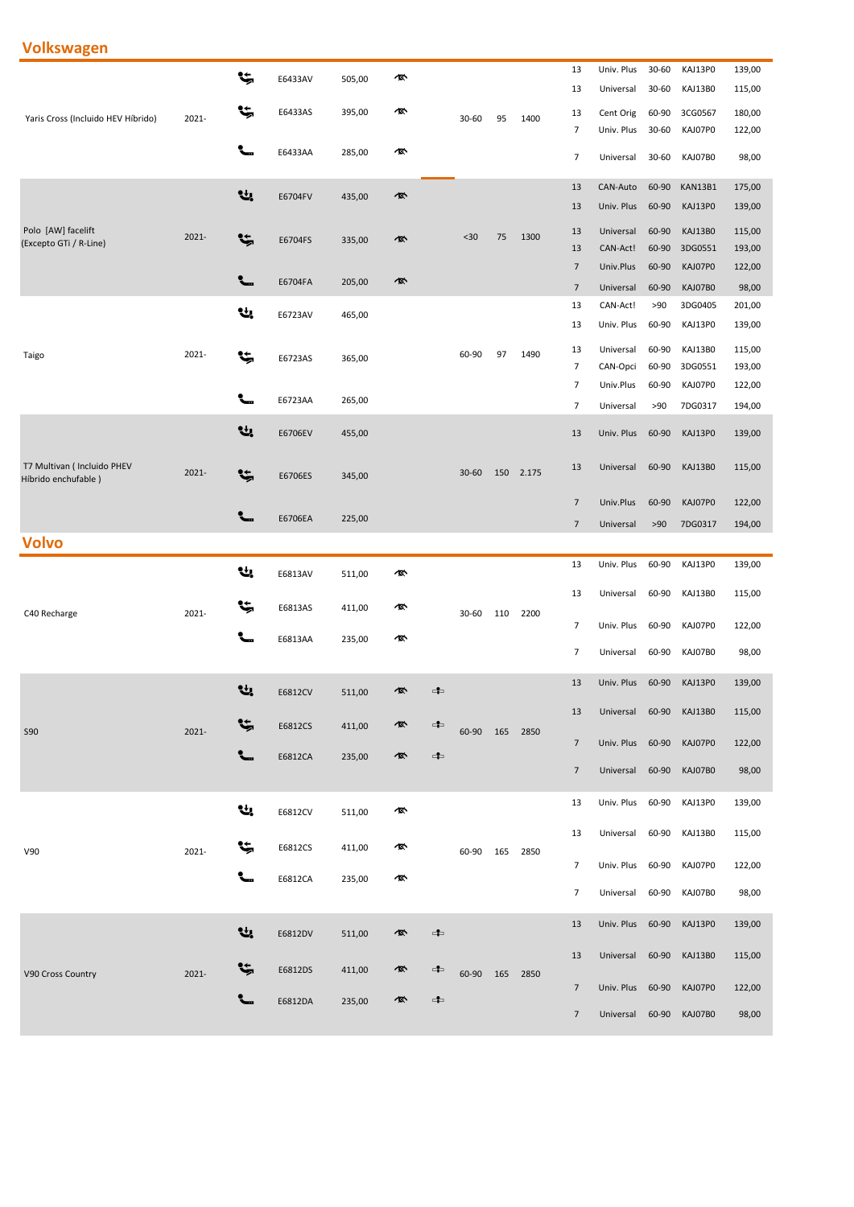## Volkswagen

| Modelo | Año | | Ref. | Precio | | | | | | Pins | Tipo | | Ref. | Precio |
|---|---|---|---|---|---|---|---|---|---|---|---|---|---|---|
| Yaris Cross (Incluido HEV Hibrido) | 2021- | | E6433AV | 505,00 | | | 30-60 | 95 | 1400 | 13 | Univ. Plus | 30-60 | KAJ13P0 | 139,00 |
| | | | | | | | | | | 13 | Universal | 30-60 | KAJ13B0 | 115,00 |
| | | | E6433AS | 395,00 | | | | | | 13 | Cent Orig | 60-90 | 3CG0567 | 180,00 |
| | | | | | | | | | | 7 | Univ. Plus | 30-60 | KAJ07P0 | 122,00 |
| | | | E6433AA | 285,00 | | | | | | 7 | Universal | 30-60 | KAJ07B0 | 98,00 |
| Polo [AW] facelift (Excepto GTi / R-Line) | 2021- | | E6704FV | 435,00 | | | <30 | 75 | 1300 | 13 | CAN-Auto | 60-90 | KAN13B1 | 175,00 |
| | | | | | | | | | | 13 | Univ. Plus | 60-90 | KAJ13P0 | 139,00 |
| | | | E6704FS | 335,00 | | | | | | 13 | Universal | 60-90 | KAJ13B0 | 115,00 |
| | | | | | | | | | | 13 | CAN-Act! | 60-90 | 3DG0551 | 193,00 |
| | | | | | | | | | | 7 | Univ.Plus | 60-90 | KAJ07P0 | 122,00 |
| | | | E6704FA | 205,00 | | | | | | 7 | Universal | 60-90 | KAJ07B0 | 98,00 |
| Taigo | 2021- | | E6723AV | 465,00 | | | 60-90 | 97 | 1490 | 13 | CAN-Act! | >90 | 3DG0405 | 201,00 |
| | | | | | | | | | | 13 | Univ. Plus | 60-90 | KAJ13P0 | 139,00 |
| | | | E6723AS | 365,00 | | | | | | 13 | Universal | 60-90 | KAJ13B0 | 115,00 |
| | | | | | | | | | | 7 | CAN-Opci | 60-90 | 3DG0551 | 193,00 |
| | | | | | | | | | | 7 | Univ.Plus | 60-90 | KAJ07P0 | 122,00 |
| | | | E6723AA | 265,00 | | | | | | 7 | Universal | >90 | 7DG0317 | 194,00 |
| T7 Multivan ( Incluido PHEV Híbrido enchufable ) | 2021- | | E6706EV | 455,00 | | | 30-60 | 150 | 2.175 | 13 | Univ. Plus | 60-90 | KAJ13P0 | 139,00 |
| | | | E6706ES | 345,00 | | | | | | 13 | Universal | 60-90 | KAJ13B0 | 115,00 |
| | | | | | | | | | | 7 | Univ.Plus | 60-90 | KAJ07P0 | 122,00 |
| | | | E6706EA | 225,00 | | | | | | 7 | Universal | >90 | 7DG0317 | 194,00 |

## Volvo

| Modelo | Año | | Ref. | Precio | | | | | | Pins | Tipo | | Ref. | Precio |
|---|---|---|---|---|---|---|---|---|---|---|---|---|---|---|
| C40 Recharge | 2021- | | E6813AV | 511,00 | | | 30-60 | 110 | 2200 | 13 | Univ. Plus | 60-90 | KAJ13P0 | 139,00 |
| | | | E6813AS | 411,00 | | | | | | 13 | Universal | 60-90 | KAJ13B0 | 115,00 |
| | | | E6813AA | 235,00 | | | | | | 7 | Univ. Plus | 60-90 | KAJ07P0 | 122,00 |
| | | | | | | | | | | 7 | Universal | 60-90 | KAJ07B0 | 98,00 |
| S90 | 2021- | | E6812CV | 511,00 | | | 60-90 | 165 | 2850 | 13 | Univ. Plus | 60-90 | KAJ13P0 | 139,00 |
| | | | E6812CS | 411,00 | | | | | | 13 | Universal | 60-90 | KAJ13B0 | 115,00 |
| | | | E6812CA | 235,00 | | | | | | 7 | Univ. Plus | 60-90 | KAJ07P0 | 122,00 |
| | | | | | | | | | | 7 | Universal | 60-90 | KAJ07B0 | 98,00 |
| V90 | 2021- | | E6812CV | 511,00 | | | 60-90 | 165 | 2850 | 13 | Univ. Plus | 60-90 | KAJ13P0 | 139,00 |
| | | | E6812CS | 411,00 | | | | | | 13 | Universal | 60-90 | KAJ13B0 | 115,00 |
| | | | E6812CA | 235,00 | | | | | | 7 | Univ. Plus | 60-90 | KAJ07P0 | 122,00 |
| | | | | | | | | | | 7 | Universal | 60-90 | KAJ07B0 | 98,00 |
| V90 Cross Country | 2021- | | E6812DV | 511,00 | | | 60-90 | 165 | 2850 | 13 | Univ. Plus | 60-90 | KAJ13P0 | 139,00 |
| | | | E6812DS | 411,00 | | | | | | 13 | Universal | 60-90 | KAJ13B0 | 115,00 |
| | | | E6812DA | 235,00 | | | | | | 7 | Univ. Plus | 60-90 | KAJ07P0 | 122,00 |
| | | | | | | | | | | 7 | Universal | 60-90 | KAJ07B0 | 98,00 |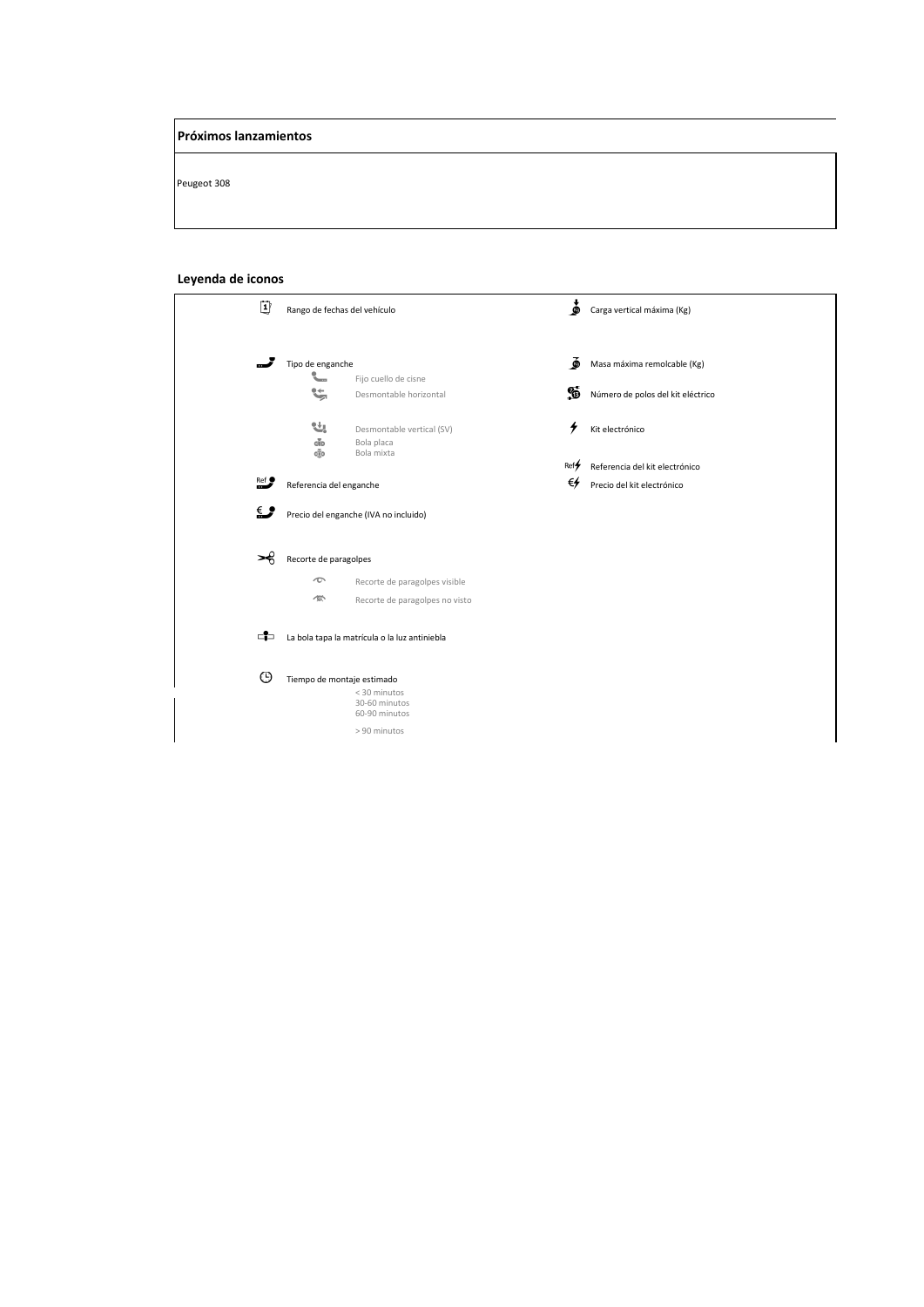## Próximos lanzamientos

Peugeot 308

## Leyenda de iconos

Rango de fechas del vehículo

Tipo de enganche

- Fijo cuello de cisne
- Desmontable horizontal
- Desmontable vertical (SV)
- Bola placa
- Bola mixta

Referencia del enganche

Precio del enganche (IVA no incluido)

Recorte de paragolpes

- Recorte de paragolpes visible
- Recorte de paragolpes no visto

La bola tapa la matrícula o la luz antiniebla

Tiempo de montaje estimado

- < 30 minutos
- 30-60 minutos
- 60-90 minutos
- > 90 minutos

Carga vertical máxima (Kg)

Masa máxima remolcable (Kg)

Número de polos del kit eléctrico

Kit electrónico

Referencia del kit electrónico

Precio del kit electrónico